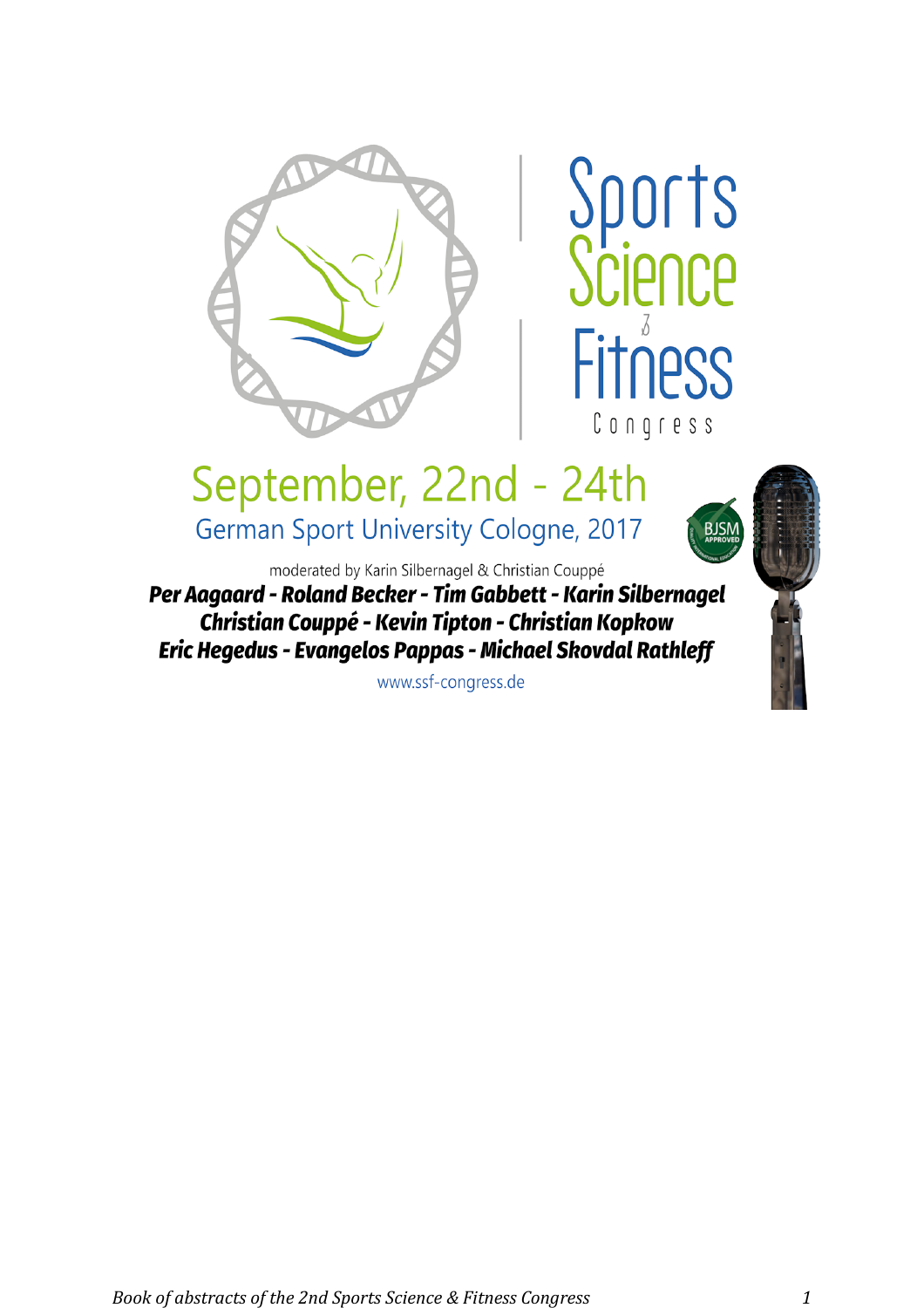# Sports Science & Fitness Congress

## September, 22nd - 24th

### German Sport University Cologne, 2017

BJSM APPROVED

moderated by Karin Silbernagel & Christian Couppé

***Per Aagaard - Roland Becker - Tim Gabbett - Karin Silbernagel***
***Christian Couppé - Kevin Tipton - Christian Kopkow***
***Eric Hegedus - Evangelos Pappas - Michael Skovdal Rathleff***

www.ssf-congress.de

*Book of abstracts of the 2nd Sports Science & Fitness Congress*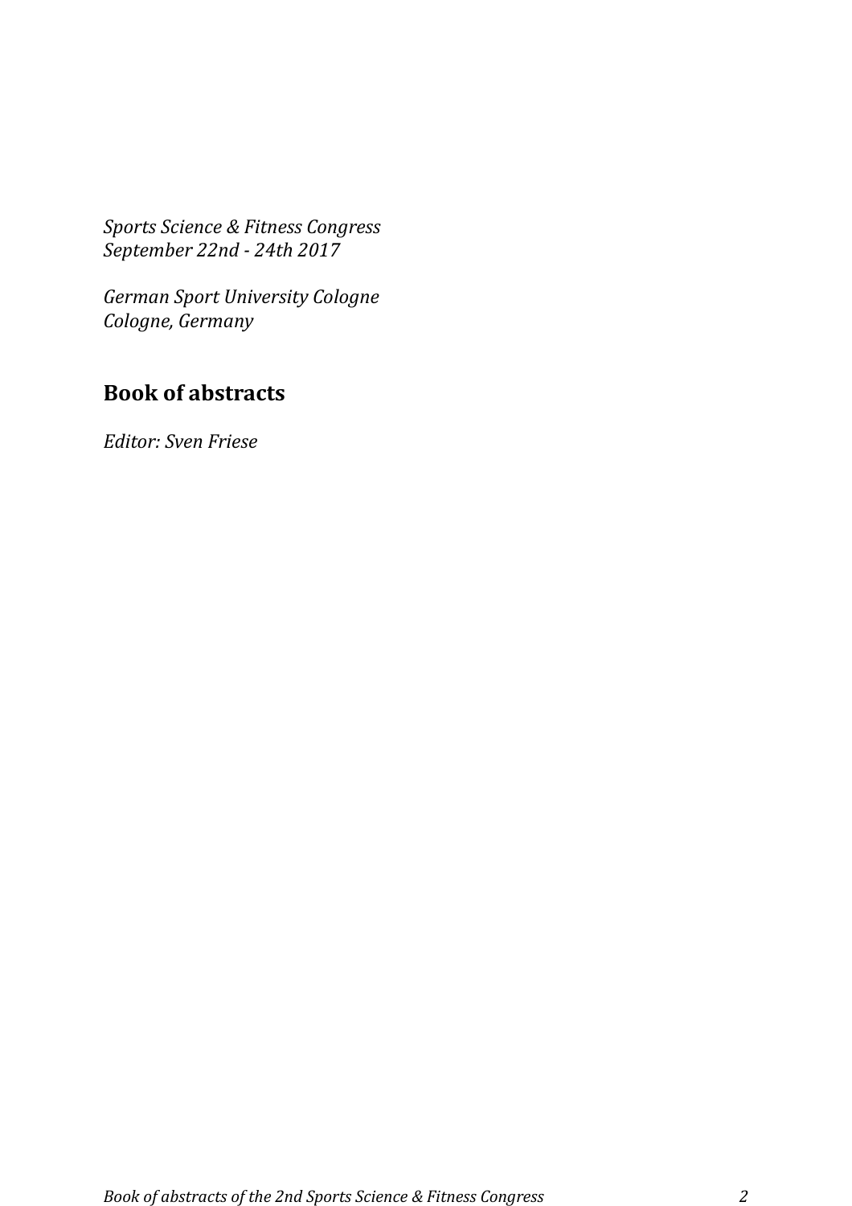*Sports Science & Fitness Congress*
*September 22nd - 24th 2017*

*German Sport University Cologne*
*Cologne, Germany*

## Book of abstracts

*Editor: Sven Friese*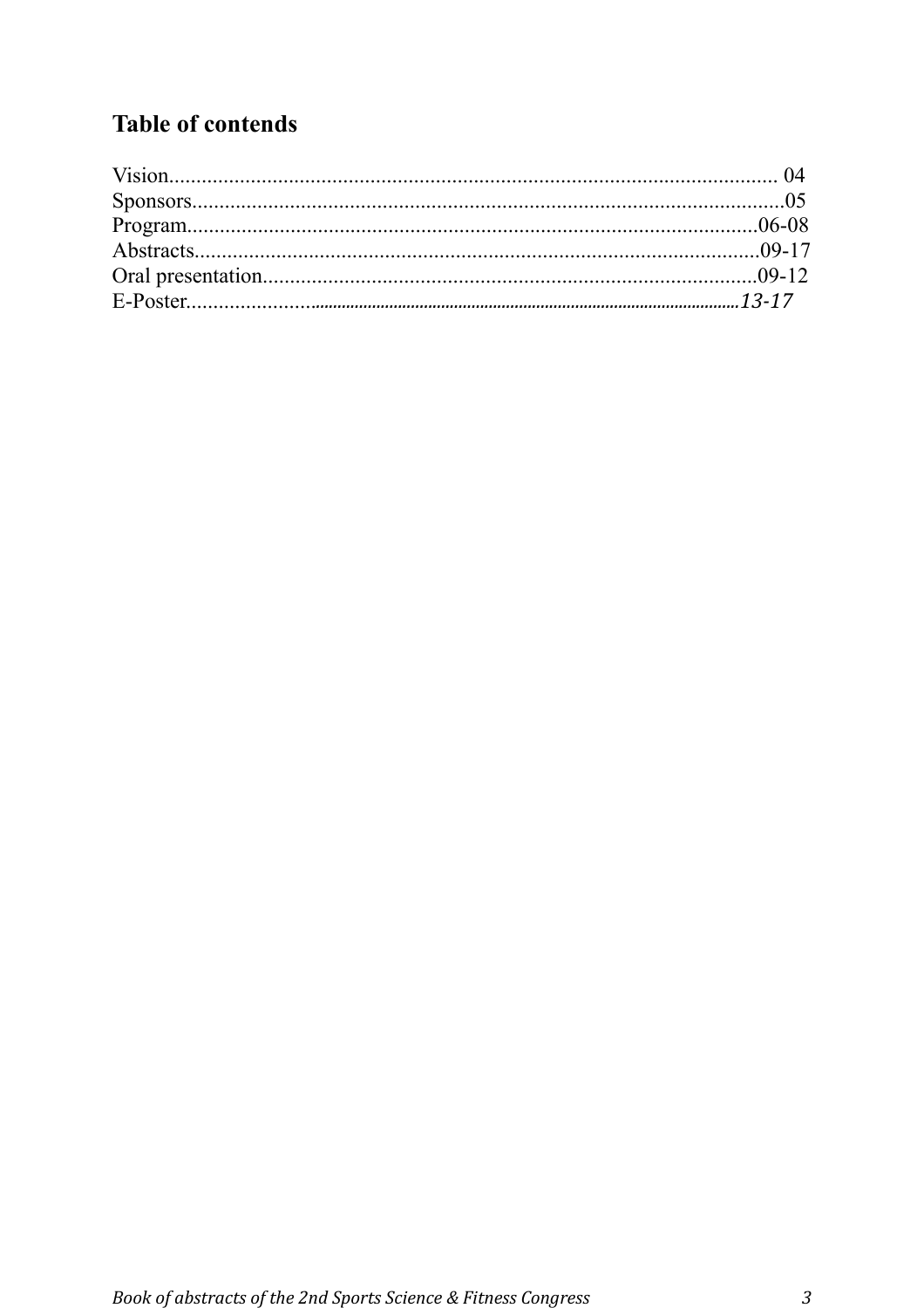## Table of contends

Vision.............................................................................................................. 04
Sponsors...........................................................................................................05
Program.......................................................................................................06-08
Abstracts......................................................................................................09-17
Oral presentation.........................................................................................09-12
E-Poster......................................................................................................*13-17*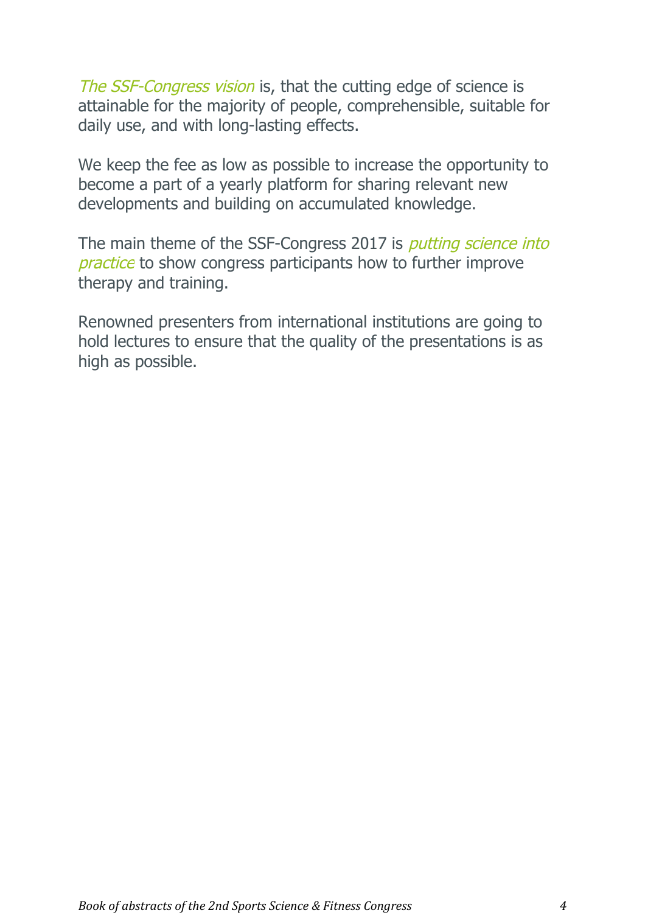*The SSF-Congress vision* is, that the cutting edge of science is attainable for the majority of people, comprehensible, suitable for daily use, and with long-lasting effects.

We keep the fee as low as possible to increase the opportunity to become a part of a yearly platform for sharing relevant new developments and building on accumulated knowledge.

The main theme of the SSF-Congress 2017 is *putting science into practice* to show congress participants how to further improve therapy and training.

Renowned presenters from international institutions are going to hold lectures to ensure that the quality of the presentations is as high as possible.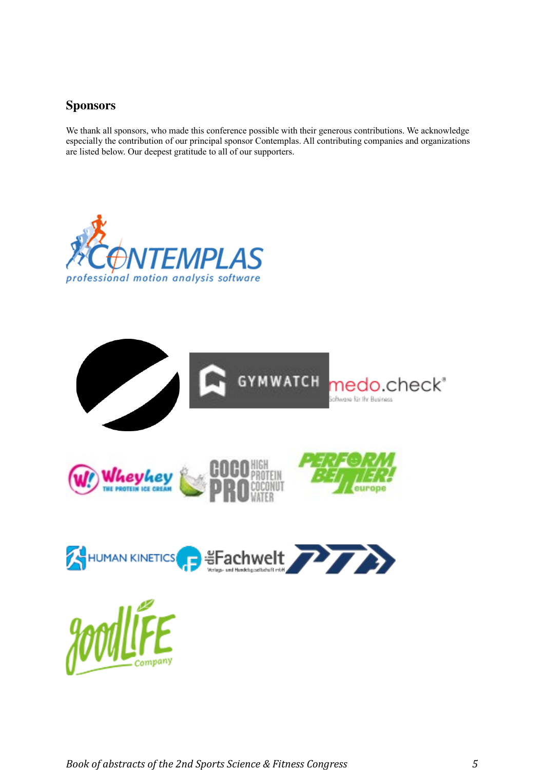## Sponsors

We thank all sponsors, who made this conference possible with their generous contributions. We acknowledge especially the contribution of our principal sponsor Contemplas. All contributing companies and organizations are listed below. Our deepest gratitude to all of our supporters.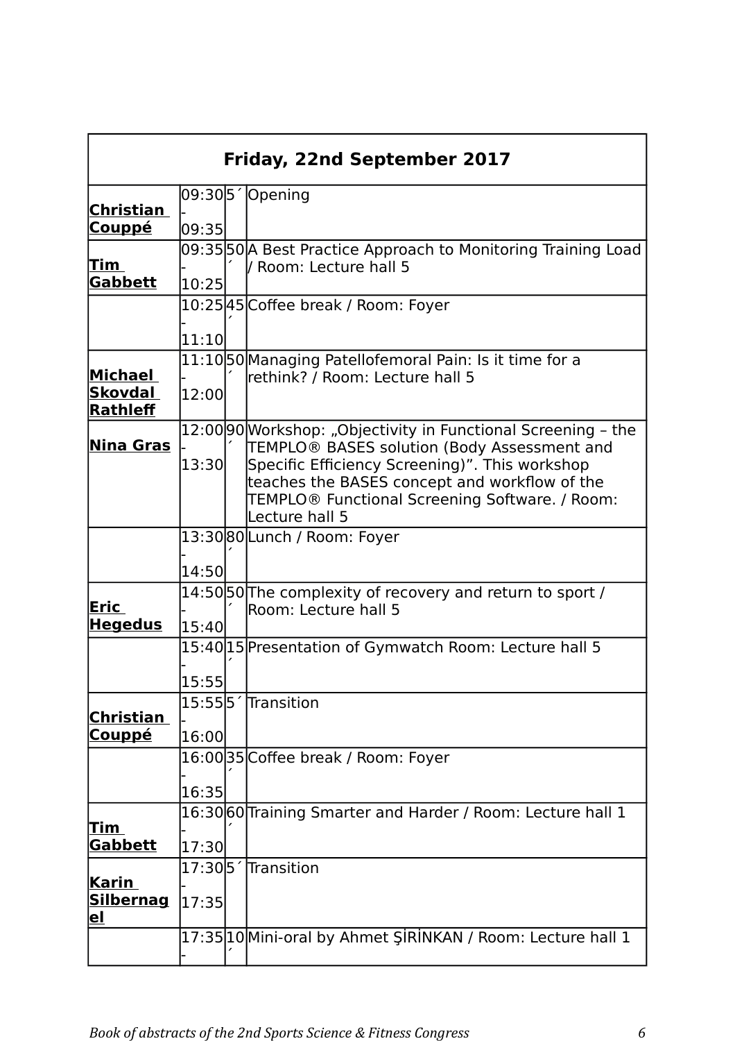| Friday, 22nd September 2017 | | | |
|---|---|---|---|
| **Christian Couppé** | 09:30 - 09:35 | 5´ | Opening |
| **Tim Gabbett** | 09:35 - 10:25 | 50´ | A Best Practice Approach to Monitoring Training Load / Room: Lecture hall 5 |
| | 10:25 - 11:10 | 45´ | Coffee break / Room: Foyer |
| **Michael Skovdal Rathleff** | 11:10 - 12:00 | 50´ | Managing Patellofemoral Pain: Is it time for a rethink? / Room: Lecture hall 5 |
| **Nina Gras** | 12:00 - 13:30 | 90´ | Workshop: „Objectivity in Functional Screening – the TEMPLO® BASES solution (Body Assessment and Specific Efficiency Screening)". This workshop teaches the BASES concept and workflow of the TEMPLO® Functional Screening Software. / Room: Lecture hall 5 |
| | 13:30 - 14:50 | 80´ | Lunch / Room: Foyer |
| **Eric Hegedus** | 14:50 - 15:40 | 50´ | The complexity of recovery and return to sport / Room: Lecture hall 5 |
| | 15:40 - 15:55 | 15´ | Presentation of Gymwatch Room: Lecture hall 5 |
| **Christian Couppé** | 15:55 - 16:00 | 5´ | Transition |
| | 16:00 - 16:35 | 35´ | Coffee break / Room: Foyer |
| **Tim Gabbett** | 16:30 - 17:30 | 60´ | Training Smarter and Harder / Room: Lecture hall 1 |
| **Karin Silbernagel** | 17:30 - 17:35 | 5´ | Transition |
| | 17:35 - | 10´ | Mini-oral by Ahmet ŞİRİNKAN / Room: Lecture hall 1 |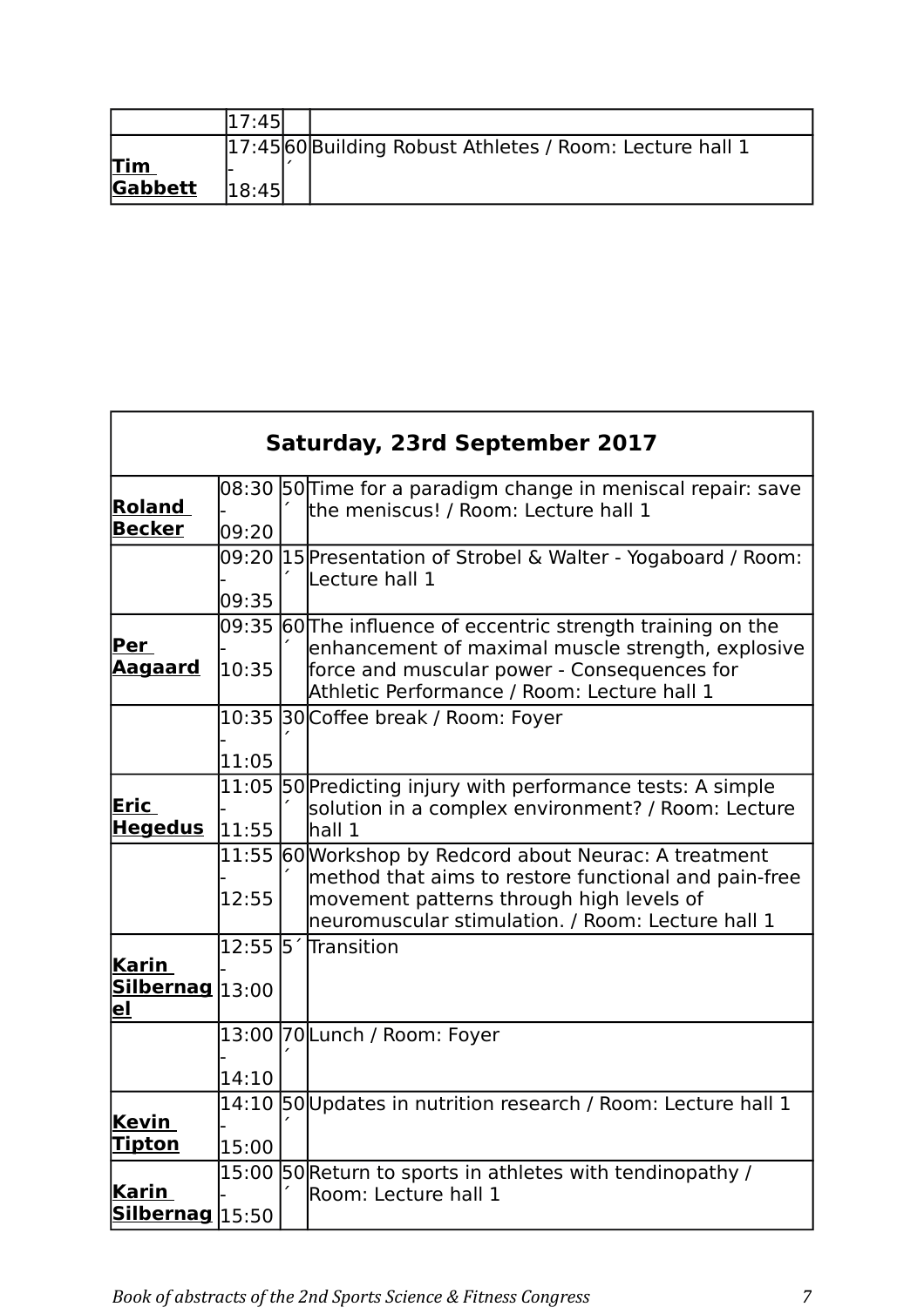| | | | |
|---|---|---|---|
| | 17:45 | | |
| **Tim Gabbett** | 17:45 - 18:45 | 60´ | Building Robust Athletes / Room: Lecture hall 1 |

| **Saturday, 23rd September 2017** | | | |
|---|---|---|---|
| **Roland Becker** | 08:30 - 09:20 | 50´ | Time for a paradigm change in meniscal repair: save the meniscus! / Room: Lecture hall 1 |
| | 09:20 - 09:35 | 15´ | Presentation of Strobel & Walter - Yogaboard / Room: Lecture hall 1 |
| **Per Aagaard** | 09:35 - 10:35 | 60´ | The influence of eccentric strength training on the enhancement of maximal muscle strength, explosive force and muscular power - Consequences for Athletic Performance / Room: Lecture hall 1 |
| | 10:35 - 11:05 | 30´ | Coffee break / Room: Foyer |
| **Eric Hegedus** | 11:05 - 11:55 | 50´ | Predicting injury with performance tests: A simple solution in a complex environment? / Room: Lecture hall 1 |
| | 11:55 - 12:55 | 60´ | Workshop by Redcord about Neurac: A treatment method that aims to restore functional and pain-free movement patterns through high levels of neuromuscular stimulation. / Room: Lecture hall 1 |
| **Karin Silbernagel** | 12:55 - 13:00 | 5´ | Transition |
| | 13:00 - 14:10 | 70´ | Lunch / Room: Foyer |
| **Kevin Tipton** | 14:10 - 15:00 | 50´ | Updates in nutrition research / Room: Lecture hall 1 |
| **Karin Silbernag** | 15:00 - 15:50 | 50´ | Return to sports in athletes with tendinopathy / Room: Lecture hall 1 |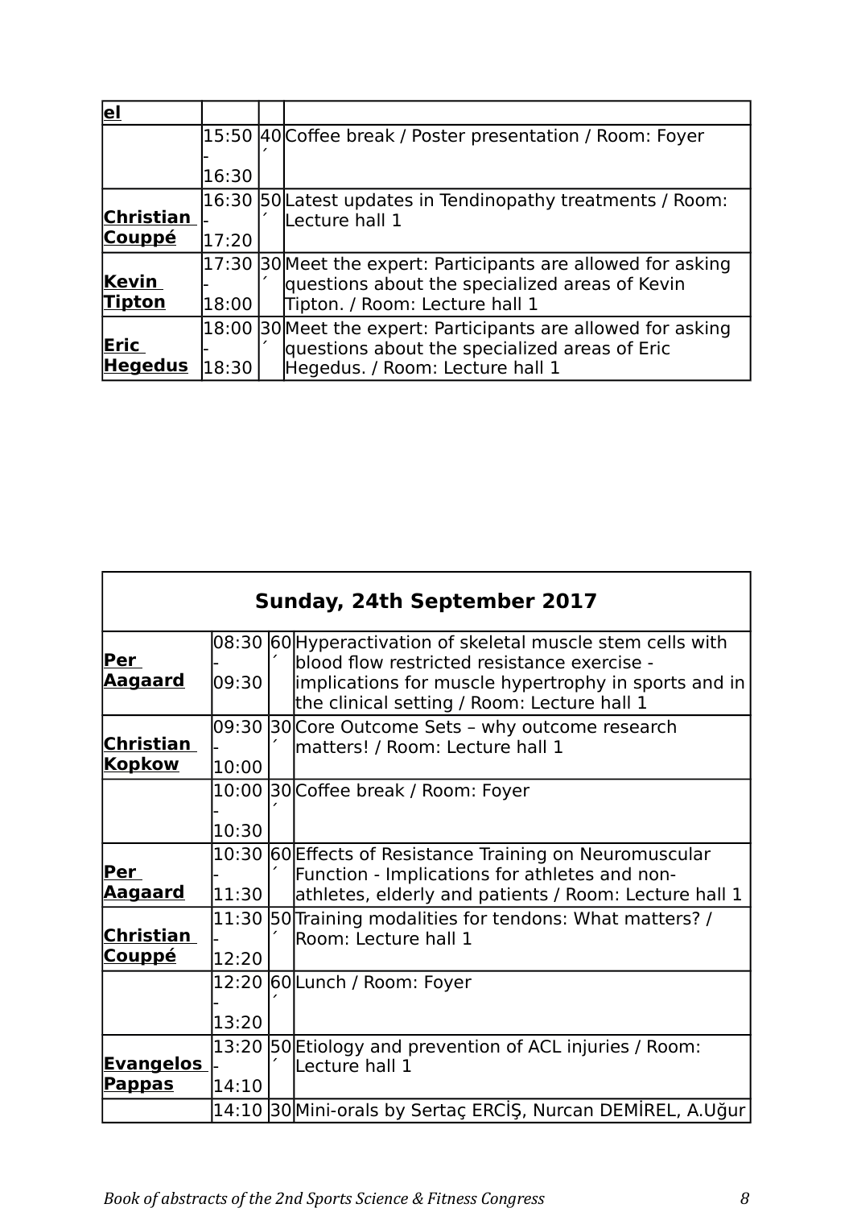| **el** | | | |
|---|---|---|---|
| | 15:50 - 16:30 | 40´ | Coffee break / Poster presentation / Room: Foyer |
| **Christian Couppé** | 16:30 - 17:20 | 50´ | Latest updates in Tendinopathy treatments / Room: Lecture hall 1 |
| **Kevin Tipton** | 17:30 - 18:00 | 30´ | Meet the expert: Participants are allowed for asking questions about the specialized areas of Kevin Tipton. / Room: Lecture hall 1 |
| **Eric Hegedus** | 18:00 - 18:30 | 30´ | Meet the expert: Participants are allowed for asking questions about the specialized areas of Eric Hegedus. / Room: Lecture hall 1 |

| **Sunday, 24th September 2017** | | | |
|---|---|---|---|
| **Per Aagaard** | 08:30 - 09:30 | 60´ | Hyperactivation of skeletal muscle stem cells with blood flow restricted resistance exercise - implications for muscle hypertrophy in sports and in the clinical setting / Room: Lecture hall 1 |
| **Christian Kopkow** | 09:30 - 10:00 | 30´ | Core Outcome Sets – why outcome research matters! / Room: Lecture hall 1 |
| | 10:00 - 10:30 | 30´ | Coffee break / Room: Foyer |
| **Per Aagaard** | 10:30 - 11:30 | 60´ | Effects of Resistance Training on Neuromuscular Function - Implications for athletes and non-athletes, elderly and patients / Room: Lecture hall 1 |
| **Christian Couppé** | 11:30 - 12:20 | 50´ | Training modalities for tendons: What matters? / Room: Lecture hall 1 |
| | 12:20 - 13:20 | 60´ | Lunch / Room: Foyer |
| **Evangelos Pappas** | 13:20 - 14:10 | 50´ | Etiology and prevention of ACL injuries / Room: Lecture hall 1 |
| | 14:10 | 30 | Mini-orals by Sertaç ERCİŞ, Nurcan DEMİREL, A.Uğur |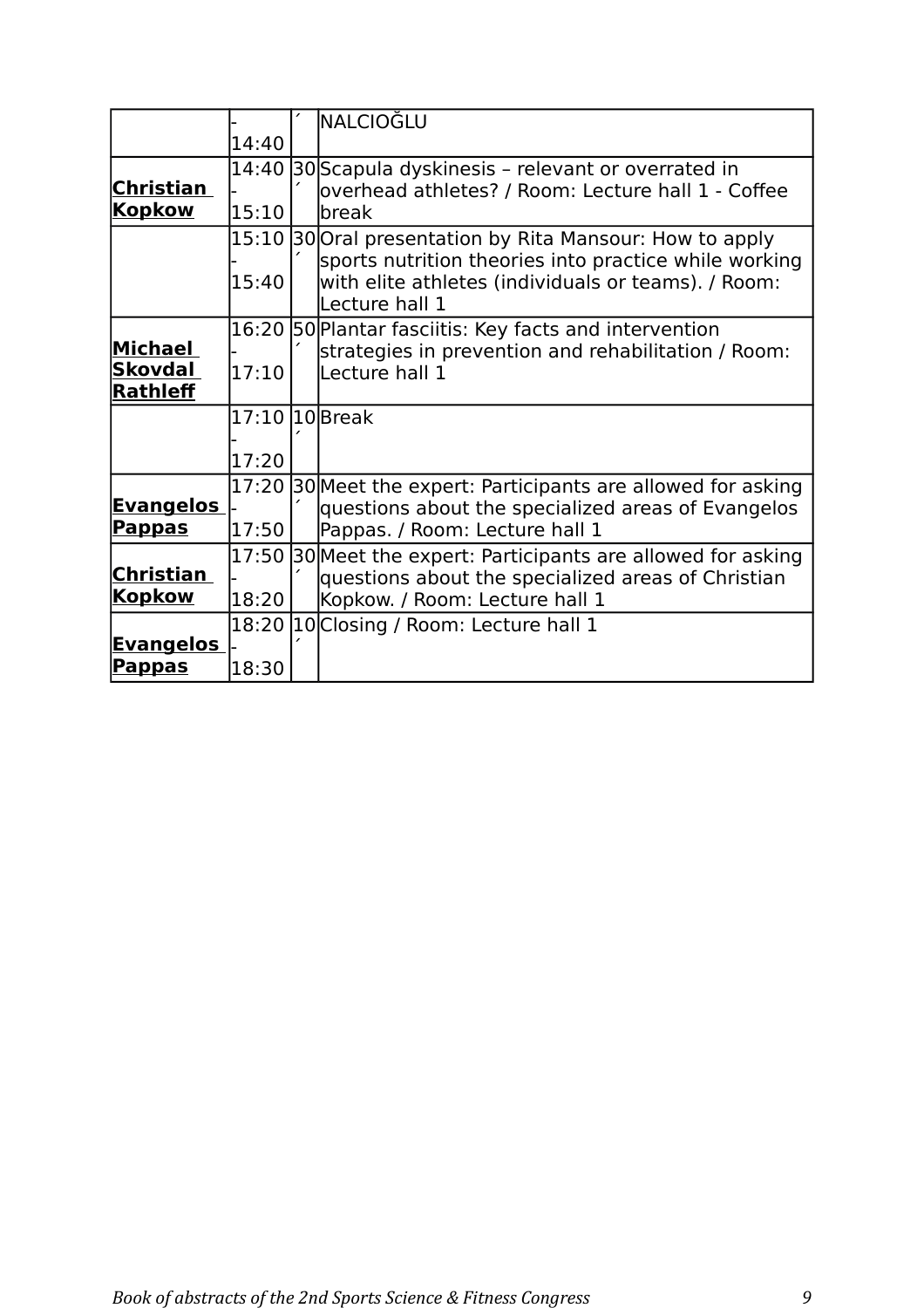|  |  |  |  |
|---|---|---|---|
|  | - 14:40 | ´ | NALCIOĞLU |
| **Christian Kopkow** | 14:40 - 15:10 | 30´ | Scapula dyskinesis – relevant or overrated in overhead athletes? / Room: Lecture hall 1 - Coffee break |
|  | 15:10 - 15:40 | 30´ | Oral presentation by Rita Mansour: How to apply sports nutrition theories into practice while working with elite athletes (individuals or teams). / Room: Lecture hall 1 |
| **Michael Skovdal Rathleff** | 16:20 - 17:10 | 50´ | Plantar fasciitis: Key facts and intervention strategies in prevention and rehabilitation / Room: Lecture hall 1 |
|  | 17:10 - 17:20 | 10´ | Break |
| **Evangelos Pappas** | 17:20 - 17:50 | 30´ | Meet the expert: Participants are allowed for asking questions about the specialized areas of Evangelos Pappas. / Room: Lecture hall 1 |
| **Christian Kopkow** | 17:50 - 18:20 | 30´ | Meet the expert: Participants are allowed for asking questions about the specialized areas of Christian Kopkow. / Room: Lecture hall 1 |
| **Evangelos Pappas** | 18:20 - 18:30 | 10´ | Closing / Room: Lecture hall 1 |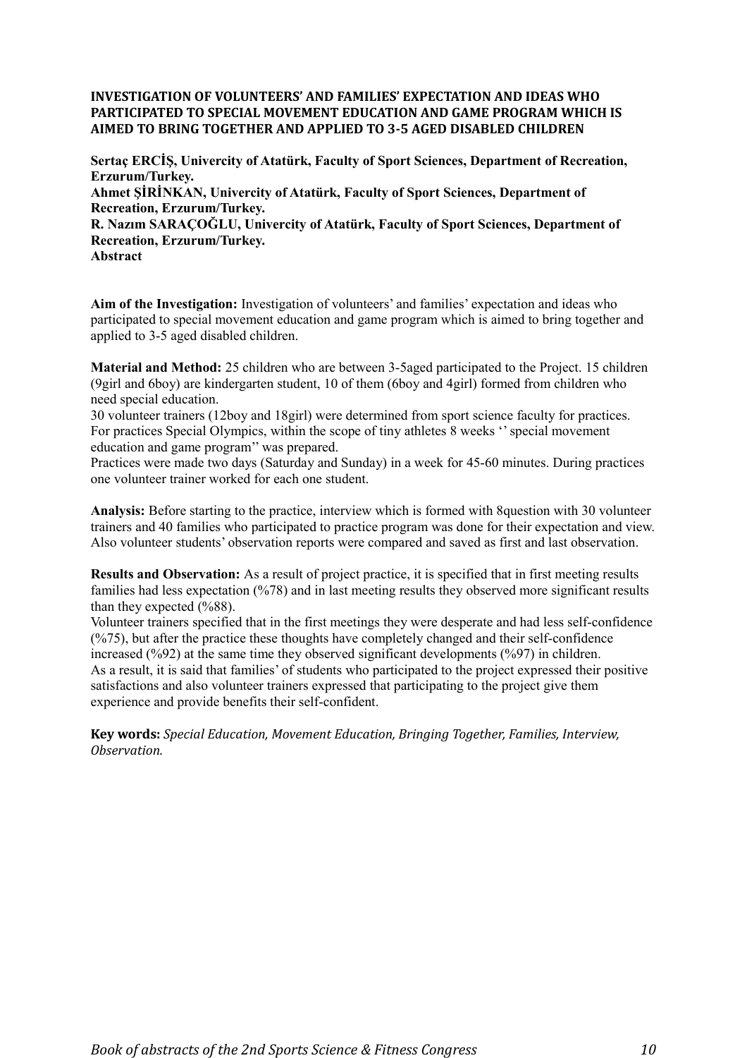**INVESTIGATION OF VOLUNTEERS' AND FAMILIES' EXPECTATION AND IDEAS WHO PARTICIPATED TO SPECIAL MOVEMENT EDUCATION AND GAME PROGRAM WHICH IS AIMED TO BRING TOGETHER AND APPLIED TO 3-5 AGED DISABLED CHILDREN**

**Sertaç ERCİŞ, Univercity of Atatürk, Faculty of Sport Sciences, Department of Recreation, Erzurum/Turkey.**
**Ahmet ŞİRİNKAN, Univercity of Atatürk, Faculty of Sport Sciences, Department of Recreation, Erzurum/Turkey.**
**R. Nazım SARAÇOĞLU, Univercity of Atatürk, Faculty of Sport Sciences, Department of Recreation, Erzurum/Turkey.**
**Abstract**

**Aim of the Investigation:** Investigation of volunteers' and families' expectation and ideas who participated to special movement education and game program which is aimed to bring together and applied to 3-5 aged disabled children.

**Material and Method:** 25 children who are between 3-5aged participated to the Project. 15 children (9girl and 6boy) are kindergarten student, 10 of them (6boy and 4girl) formed from children who need special education.
30 volunteer trainers (12boy and 18girl) were determined from sport science faculty for practices. For practices Special Olympics, within the scope of tiny athletes 8 weeks '' special movement education and game program'' was prepared.
Practices were made two days (Saturday and Sunday) in a week for 45-60 minutes. During practices one volunteer trainer worked for each one student.

**Analysis:** Before starting to the practice, interview which is formed with 8question with 30 volunteer trainers and 40 families who participated to practice program was done for their expectation and view. Also volunteer students' observation reports were compared and saved as first and last observation.

**Results and Observation:** As a result of project practice, it is specified that in first meeting results families had less expectation (%78) and in last meeting results they observed more significant results than they expected (%88).
Volunteer trainers specified that in the first meetings they were desperate and had less self-confidence (%75), but after the practice these thoughts have completely changed and their self-confidence increased (%92) at the same time they observed significant developments (%97) in children.
As a result, it is said that families' of students who participated to the project expressed their positive satisfactions and also volunteer trainers expressed that participating to the project give them experience and provide benefits their self-confident.

**Key words:** *Special Education, Movement Education, Bringing Together, Families, Interview, Observation.*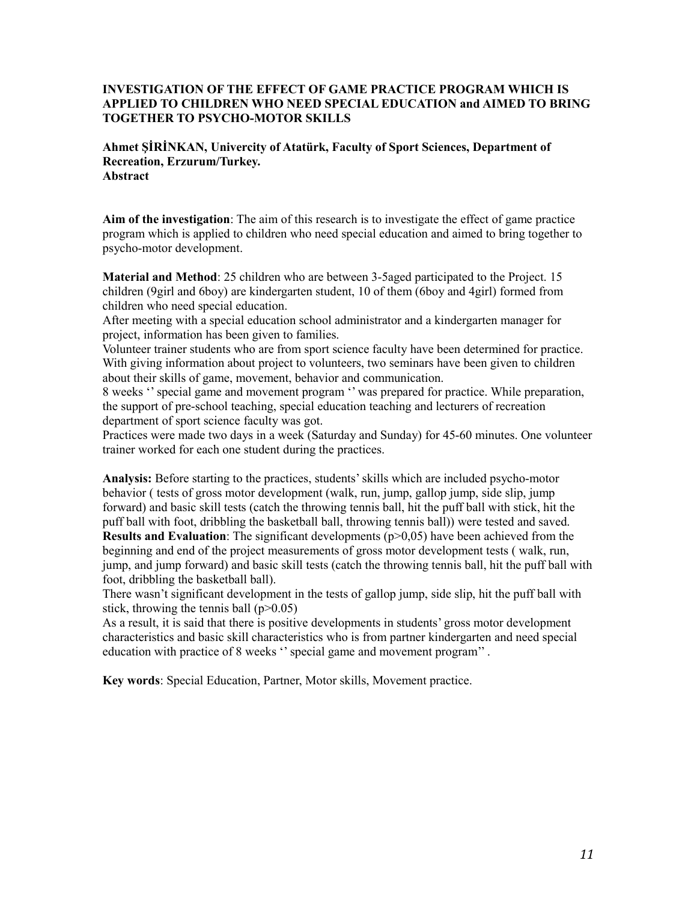**INVESTIGATION OF THE EFFECT OF GAME PRACTICE PROGRAM WHICH IS APPLIED TO CHILDREN WHO NEED SPECIAL EDUCATION and AIMED TO BRING TOGETHER TO PSYCHO-MOTOR SKILLS**

**Ahmet ŞİRİNKAN, Univercity of Atatürk, Faculty of Sport Sciences, Department of Recreation, Erzurum/Turkey.**
**Abstract**

**Aim of the investigation**: The aim of this research is to investigate the effect of game practice program which is applied to children who need special education and aimed to bring together to psycho-motor development.

**Material and Method**: 25 children who are between 3-5aged participated to the Project. 15 children (9girl and 6boy) are kindergarten student, 10 of them (6boy and 4girl) formed from children who need special education.
After meeting with a special education school administrator and a kindergarten manager for project, information has been given to families.
Volunteer trainer students who are from sport science faculty have been determined for practice. With giving information about project to volunteers, two seminars have been given to children about their skills of game, movement, behavior and communication.
8 weeks '' special game and movement program '' was prepared for practice. While preparation, the support of pre-school teaching, special education teaching and lecturers of recreation department of sport science faculty was got.
Practices were made two days in a week (Saturday and Sunday) for 45-60 minutes. One volunteer trainer worked for each one student during the practices.

**Analysis:** Before starting to the practices, students' skills which are included psycho-motor behavior ( tests of gross motor development (walk, run, jump, gallop jump, side slip, jump forward) and basic skill tests (catch the throwing tennis ball, hit the puff ball with stick, hit the puff ball with foot, dribbling the basketball ball, throwing tennis ball)) were tested and saved.
**Results and Evaluation**: The significant developments ($p>0,05$) have been achieved from the beginning and end of the project measurements of gross motor development tests ( walk, run, jump, and jump forward) and basic skill tests (catch the throwing tennis ball, hit the puff ball with foot, dribbling the basketball ball).
There wasn't significant development in the tests of gallop jump, side slip, hit the puff ball with stick, throwing the tennis ball ($p>0.05$)
As a result, it is said that there is positive developments in students' gross motor development characteristics and basic skill characteristics who is from partner kindergarten and need special education with practice of 8 weeks '' special game and movement program'' .

**Key words**: Special Education, Partner, Motor skills, Movement practice.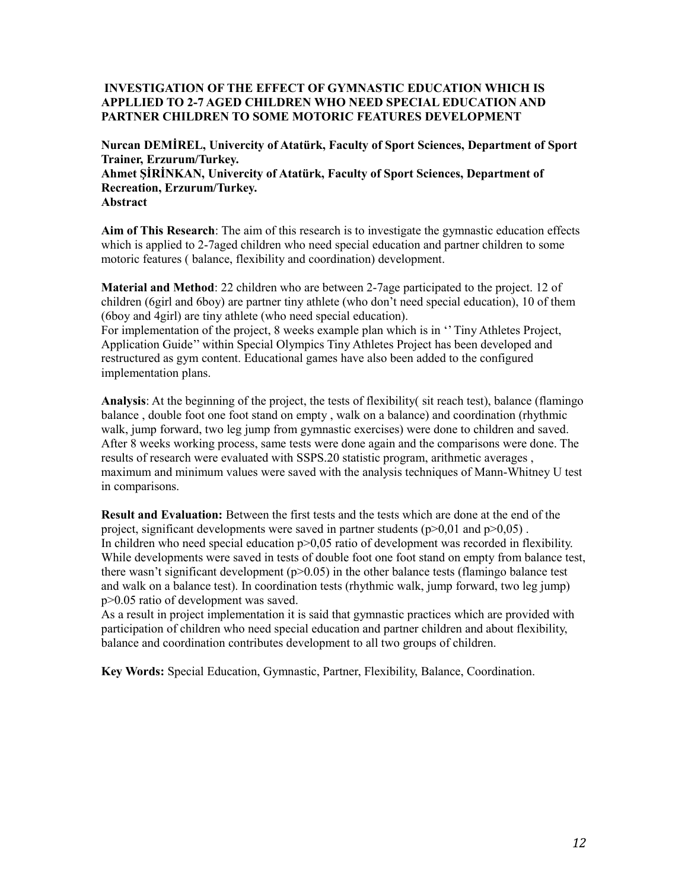## INVESTIGATION OF THE EFFECT OF GYMNASTIC EDUCATION WHICH IS APPLLIED TO 2-7 AGED CHILDREN WHO NEED SPECIAL EDUCATION AND PARTNER CHILDREN TO SOME MOTORIC FEATURES DEVELOPMENT

**Nurcan DEMİREL, Univercity of Atatürk, Faculty of Sport Sciences, Department of Sport Trainer, Erzurum/Turkey.**
**Ahmet ŞİRİNKAN, Univercity of Atatürk, Faculty of Sport Sciences, Department of Recreation, Erzurum/Turkey.**

**Abstract**

**Aim of This Research**: The aim of this research is to investigate the gymnastic education effects which is applied to 2-7aged children who need special education and partner children to some motoric features ( balance, flexibility and coordination) development.

**Material and Method**: 22 children who are between 2-7age participated to the project. 12 of children (6girl and 6boy) are partner tiny athlete (who don't need special education), 10 of them (6boy and 4girl) are tiny athlete (who need special education).
For implementation of the project, 8 weeks example plan which is in '' Tiny Athletes Project, Application Guide'' within Special Olympics Tiny Athletes Project has been developed and restructured as gym content. Educational games have also been added to the configured implementation plans.

**Analysis**: At the beginning of the project, the tests of flexibility( sit reach test), balance (flamingo balance , double foot one foot stand on empty , walk on a balance) and coordination (rhythmic walk, jump forward, two leg jump from gymnastic exercises) were done to children and saved. After 8 weeks working process, same tests were done again and the comparisons were done. The results of research were evaluated with SSPS.20 statistic program, arithmetic averages , maximum and minimum values were saved with the analysis techniques of Mann-Whitney U test in comparisons.

**Result and Evaluation:** Between the first tests and the tests which are done at the end of the project, significant developments were saved in partner students ($p>0,01$ and $p>0,05$) .
In children who need special education $p>0,05$ ratio of development was recorded in flexibility. While developments were saved in tests of double foot one foot stand on empty from balance test, there wasn't significant development ($p>0.05$) in the other balance tests (flamingo balance test and walk on a balance test). In coordination tests (rhythmic walk, jump forward, two leg jump) $p>0.05$ ratio of development was saved.
As a result in project implementation it is said that gymnastic practices which are provided with participation of children who need special education and partner children and about flexibility, balance and coordination contributes development to all two groups of children.

**Key Words:** Special Education, Gymnastic, Partner, Flexibility, Balance, Coordination.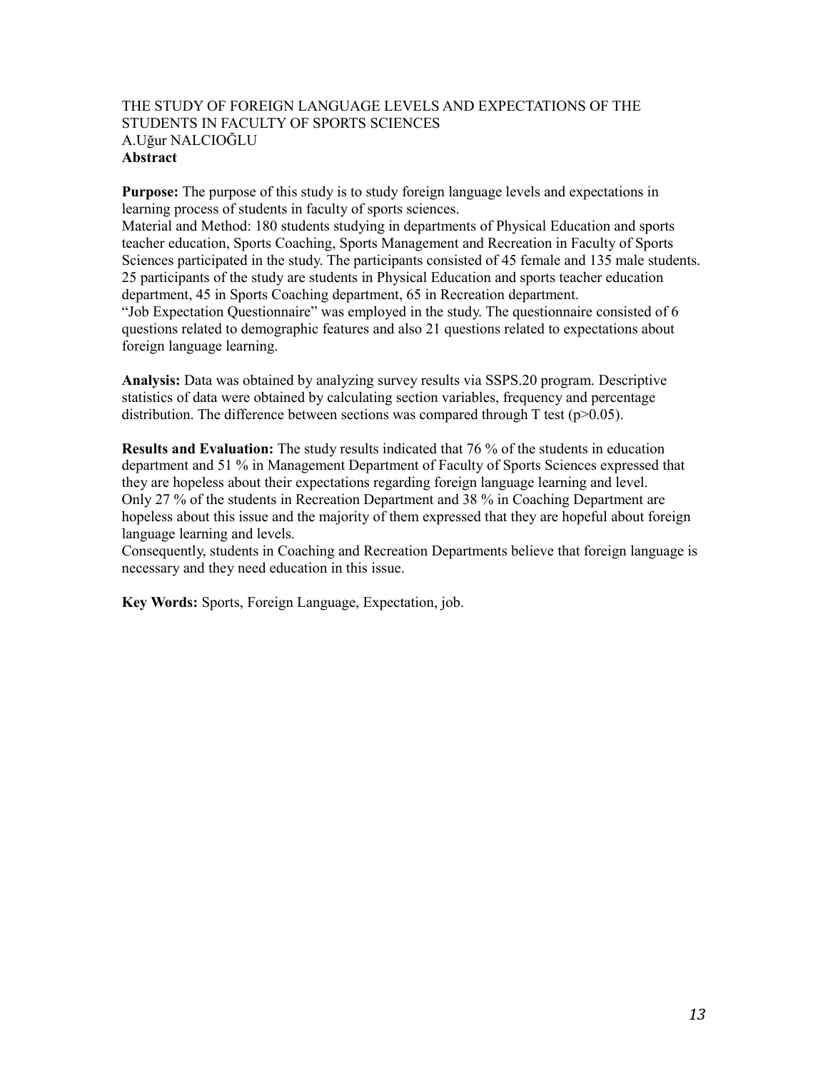# THE STUDY OF FOREIGN LANGUAGE LEVELS AND EXPECTATIONS OF THE STUDENTS IN FACULTY OF SPORTS SCIENCES

A.Uğur NALCIOĞLU

**Abstract**

**Purpose:** The purpose of this study is to study foreign language levels and expectations in learning process of students in faculty of sports sciences.

Material and Method: 180 students studying in departments of Physical Education and sports teacher education, Sports Coaching, Sports Management and Recreation in Faculty of Sports Sciences participated in the study. The participants consisted of 45 female and 135 male students. 25 participants of the study are students in Physical Education and sports teacher education department, 45 in Sports Coaching department, 65 in Recreation department.

"Job Expectation Questionnaire" was employed in the study. The questionnaire consisted of 6 questions related to demographic features and also 21 questions related to expectations about foreign language learning.

**Analysis:** Data was obtained by analyzing survey results via SSPS.20 program. Descriptive statistics of data were obtained by calculating section variables, frequency and percentage distribution. The difference between sections was compared through T test ($p>0.05$).

**Results and Evaluation:** The study results indicated that 76 % of the students in education department and 51 % in Management Department of Faculty of Sports Sciences expressed that they are hopeless about their expectations regarding foreign language learning and level.

Only 27 % of the students in Recreation Department and 38 % in Coaching Department are hopeless about this issue and the majority of them expressed that they are hopeful about foreign language learning and levels.

Consequently, students in Coaching and Recreation Departments believe that foreign language is necessary and they need education in this issue.

**Key Words:** Sports, Foreign Language, Expectation, job.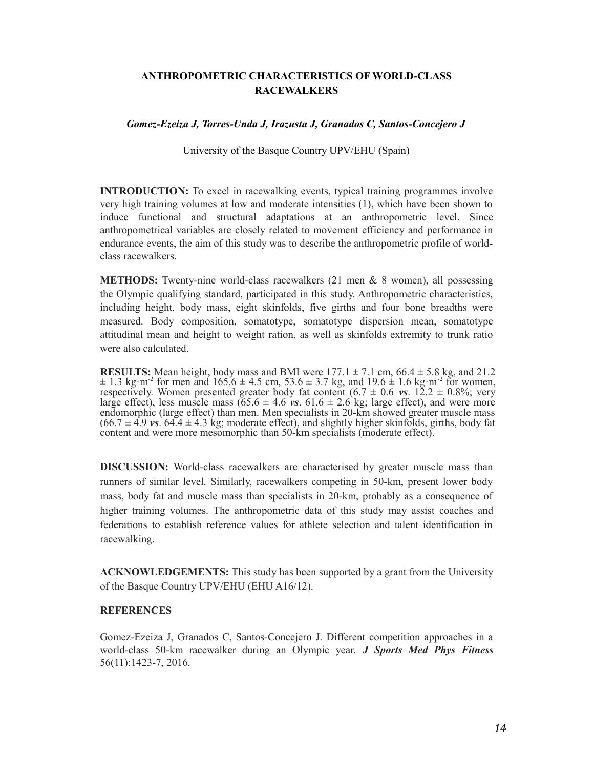## ANTHROPOMETRIC CHARACTERISTICS OF WORLD-CLASS RACEWALKERS

***Gomez-Ezeiza J, Torres-Unda J, Irazusta J, Granados C, Santos-Concejero J***

University of the Basque Country UPV/EHU (Spain)

**INTRODUCTION:** To excel in racewalking events, typical training programmes involve very high training volumes at low and moderate intensities (1), which have been shown to induce functional and structural adaptations at an anthropometric level. Since anthropometrical variables are closely related to movement efficiency and performance in endurance events, the aim of this study was to describe the anthropometric profile of world-class racewalkers.

**METHODS:** Twenty-nine world-class racewalkers (21 men & 8 women), all possessing the Olympic qualifying standard, participated in this study. Anthropometric characteristics, including height, body mass, eight skinfolds, five girths and four bone breadths were measured. Body composition, somatotype, somatotype dispersion mean, somatotype attitudinal mean and height to weight ration, as well as skinfolds extremity to trunk ratio were also calculated.

**RESULTS:** Mean height, body mass and BMI were $177.1 \pm 7.1$ cm, $66.4 \pm 5.8$ kg, and $21.2 \pm 1.3$ $kg \cdot m^{-2}$ for men and $165.6 \pm 4.5$ cm, $53.6 \pm 3.7$ kg, and $19.6 \pm 1.6$ $kg \cdot m^{-2}$ for women, respectively. Women presented greater body fat content ($6.7 \pm 0.6$ ***vs***. $12.2 \pm 0.8$%; very large effect), less muscle mass ($65.6 \pm 4.6$ ***vs***. $61.6 \pm 2.6$ kg; large effect), and were more endomorphic (large effect) than men. Men specialists in 20-km showed greater muscle mass ($66.7 \pm 4.9$ ***vs***. $64.4 \pm 4.3$ kg; moderate effect), and slightly higher skinfolds, girths, body fat content and were more mesomorphic than 50-km specialists (moderate effect).

**DISCUSSION:** World-class racewalkers are characterised by greater muscle mass than runners of similar level. Similarly, racewalkers competing in 50-km, present lower body mass, body fat and muscle mass than specialists in 20-km, probably as a consequence of higher training volumes. The anthropometric data of this study may assist coaches and federations to establish reference values for athlete selection and talent identification in racewalking.

**ACKNOWLEDGEMENTS:** This study has been supported by a grant from the University of the Basque Country UPV/EHU (EHU A16/12).

**REFERENCES**

Gomez-Ezeiza J, Granados C, Santos-Concejero J. Different competition approaches in a world-class 50-km racewalker during an Olympic year. ***J Sports Med Phys Fitness*** 56(11):1423-7, 2016.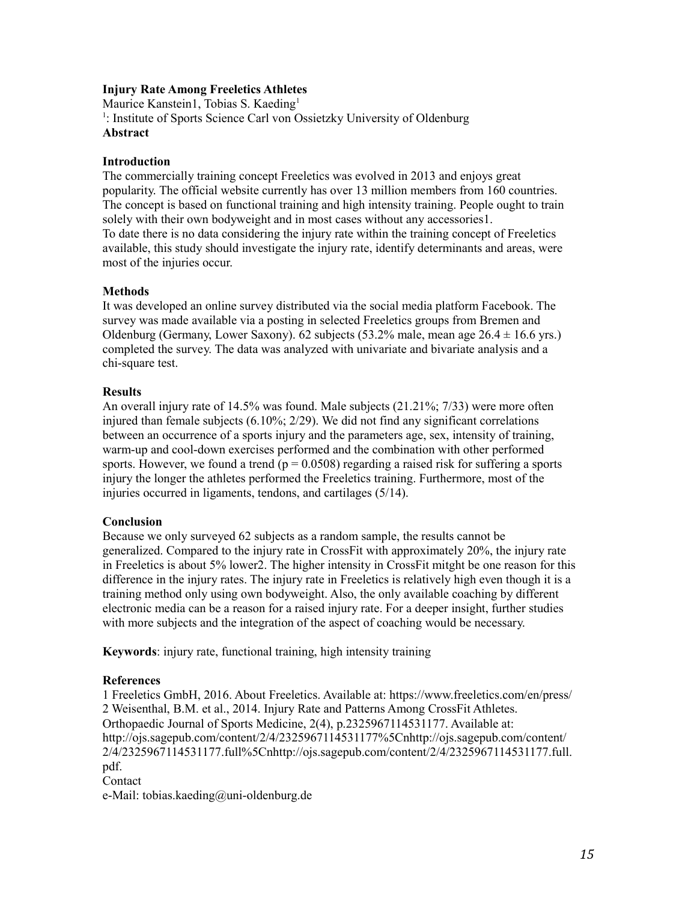**Injury Rate Among Freeletics Athletes**

Maurice Kanstein1, Tobias S. Kaeding[1]

[1]: Institute of Sports Science Carl von Ossietzky University of Oldenburg

**Abstract**

**Introduction**

The commercially training concept Freeletics was evolved in 2013 and enjoys great popularity. The official website currently has over 13 million members from 160 countries. The concept is based on functional training and high intensity training. People ought to train solely with their own bodyweight and in most cases without any accessories1.

To date there is no data considering the injury rate within the training concept of Freeletics available, this study should investigate the injury rate, identify determinants and areas, were most of the injuries occur.

**Methods**

It was developed an online survey distributed via the social media platform Facebook. The survey was made available via a posting in selected Freeletics groups from Bremen and Oldenburg (Germany, Lower Saxony). 62 subjects (53.2% male, mean age $26.4 \pm 16.6$ yrs.) completed the survey. The data was analyzed with univariate and bivariate analysis and a chi-square test.

**Results**

An overall injury rate of 14.5% was found. Male subjects (21.21%; 7/33) were more often injured than female subjects (6.10%; 2/29). We did not find any significant correlations between an occurrence of a sports injury and the parameters age, sex, intensity of training, warm-up and cool-down exercises performed and the combination with other performed sports. However, we found a trend ($p = 0.0508$) regarding a raised risk for suffering a sports injury the longer the athletes performed the Freeletics training. Furthermore, most of the injuries occurred in ligaments, tendons, and cartilages (5/14).

**Conclusion**

Because we only surveyed 62 subjects as a random sample, the results cannot be generalized. Compared to the injury rate in CrossFit with approximately 20%, the injury rate in Freeletics is about 5% lower2. The higher intensity in CrossFit mitght be one reason for this difference in the injury rates. The injury rate in Freeletics is relatively high even though it is a training method only using own bodyweight. Also, the only available coaching by different electronic media can be a reason for a raised injury rate. For a deeper insight, further studies with more subjects and the integration of the aspect of coaching would be necessary.

**Keywords**: injury rate, functional training, high intensity training

**References**

1 Freeletics GmbH, 2016. About Freeletics. Available at: https://www.freeletics.com/en/press/

2 Weisenthal, B.M. et al., 2014. Injury Rate and Patterns Among CrossFit Athletes. Orthopaedic Journal of Sports Medicine, 2(4), p.2325967114531177. Available at: http://ojs.sagepub.com/content/2/4/2325967114531177%5Cnhttp://ojs.sagepub.com/content/2/4/2325967114531177.full%5Cnhttp://ojs.sagepub.com/content/2/4/2325967114531177.full.pdf.

Contact

e-Mail: tobias.kaeding@uni-oldenburg.de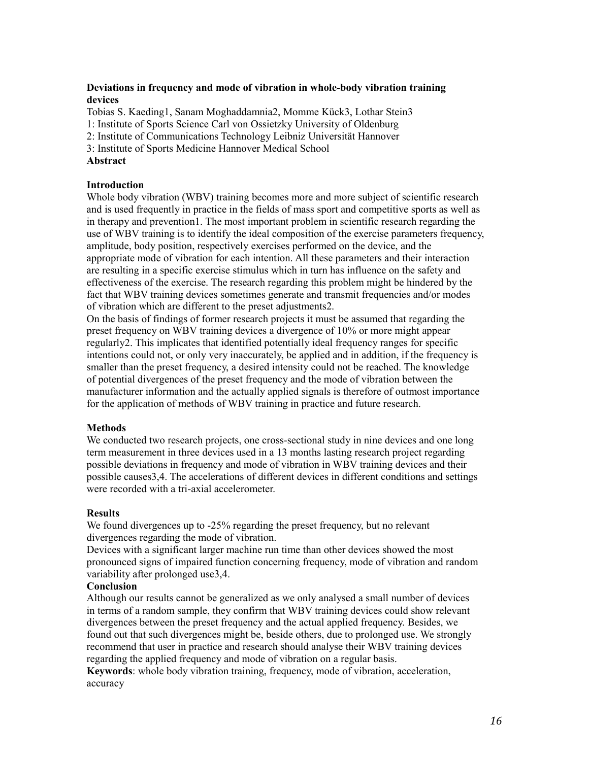## Deviations in frequency and mode of vibration in whole-body vibration training devices

Tobias S. Kaeding[1], Sanam Moghaddamnia[2], Momme Kück[3], Lothar Stein[3]

1: Institute of Sports Science Carl von Ossietzky University of Oldenburg

2: Institute of Communications Technology Leibniz Universität Hannover

3: Institute of Sports Medicine Hannover Medical School

**Abstract**

### Introduction

Whole body vibration (WBV) training becomes more and more subject of scientific research and is used frequently in practice in the fields of mass sport and competitive sports as well as in therapy and prevention[1]. The most important problem in scientific research regarding the use of WBV training is to identify the ideal composition of the exercise parameters frequency, amplitude, body position, respectively exercises performed on the device, and the appropriate mode of vibration for each intention. All these parameters and their interaction are resulting in a specific exercise stimulus which in turn has influence on the safety and effectiveness of the exercise. The research regarding this problem might be hindered by the fact that WBV training devices sometimes generate and transmit frequencies and/or modes of vibration which are different to the preset adjustments[2].

On the basis of findings of former research projects it must be assumed that regarding the preset frequency on WBV training devices a divergence of 10% or more might appear regularly[2]. This implicates that identified potentially ideal frequency ranges for specific intentions could not, or only very inaccurately, be applied and in addition, if the frequency is smaller than the preset frequency, a desired intensity could not be reached. The knowledge of potential divergences of the preset frequency and the mode of vibration between the manufacturer information and the actually applied signals is therefore of outmost importance for the application of methods of WBV training in practice and future research.

### Methods

We conducted two research projects, one cross-sectional study in nine devices and one long term measurement in three devices used in a 13 months lasting research project regarding possible deviations in frequency and mode of vibration in WBV training devices and their possible causes[3,4]. The accelerations of different devices in different conditions and settings were recorded with a tri-axial accelerometer.

### Results

We found divergences up to -25% regarding the preset frequency, but no relevant divergences regarding the mode of vibration.

Devices with a significant larger machine run time than other devices showed the most pronounced signs of impaired function concerning frequency, mode of vibration and random variability after prolonged use[3,4].

### Conclusion

Although our results cannot be generalized as we only analysed a small number of devices in terms of a random sample, they confirm that WBV training devices could show relevant divergences between the preset frequency and the actual applied frequency. Besides, we found out that such divergences might be, beside others, due to prolonged use. We strongly recommend that user in practice and research should analyse their WBV training devices regarding the applied frequency and mode of vibration on a regular basis.

**Keywords**: whole body vibration training, frequency, mode of vibration, acceleration, accuracy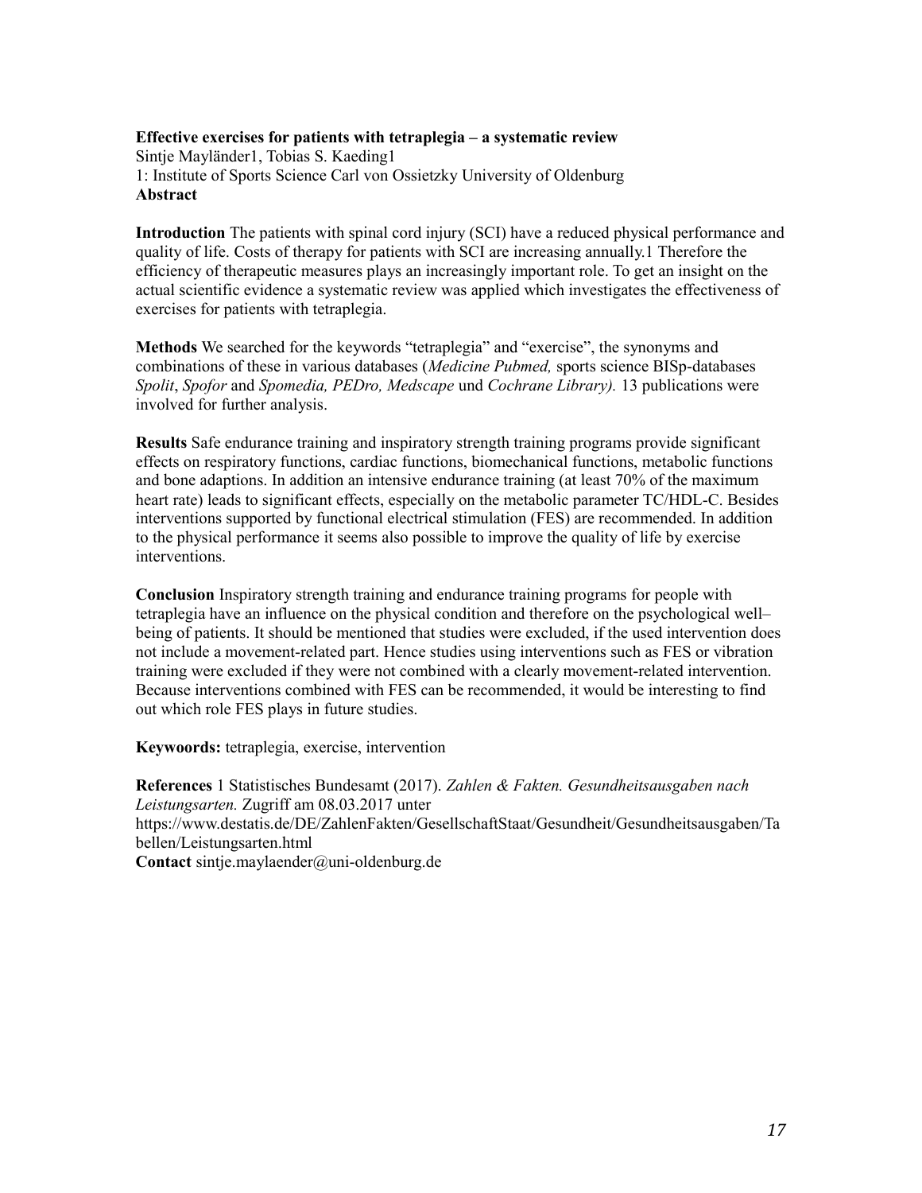**Effective exercises for patients with tetraplegia – a systematic review**

Sintje Mayländer1, Tobias S. Kaeding1

1: Institute of Sports Science Carl von Ossietzky University of Oldenburg

**Abstract**

**Introduction** The patients with spinal cord injury (SCI) have a reduced physical performance and quality of life. Costs of therapy for patients with SCI are increasing annually.1 Therefore the efficiency of therapeutic measures plays an increasingly important role. To get an insight on the actual scientific evidence a systematic review was applied which investigates the effectiveness of exercises for patients with tetraplegia.

**Methods** We searched for the keywords "tetraplegia" and "exercise", the synonyms and combinations of these in various databases (*Medicine Pubmed,* sports science BISp-databases *Spolit*, *Spofor* and *Spomedia, PEDro, Medscape* und *Cochrane Library).* 13 publications were involved for further analysis.

**Results** Safe endurance training and inspiratory strength training programs provide significant effects on respiratory functions, cardiac functions, biomechanical functions, metabolic functions and bone adaptions. In addition an intensive endurance training (at least 70% of the maximum heart rate) leads to significant effects, especially on the metabolic parameter TC/HDL-C. Besides interventions supported by functional electrical stimulation (FES) are recommended. In addition to the physical performance it seems also possible to improve the quality of life by exercise interventions.

**Conclusion** Inspiratory strength training and endurance training programs for people with tetraplegia have an influence on the physical condition and therefore on the psychological well–being of patients. It should be mentioned that studies were excluded, if the used intervention does not include a movement-related part. Hence studies using interventions such as FES or vibration training were excluded if they were not combined with a clearly movement-related intervention. Because interventions combined with FES can be recommended, it would be interesting to find out which role FES plays in future studies.

**Keywoords:** tetraplegia, exercise, intervention

**References** 1 Statistisches Bundesamt (2017). *Zahlen & Fakten. Gesundheitsausgaben nach Leistungsarten.* Zugriff am 08.03.2017 unter https://www.destatis.de/DE/ZahlenFakten/GesellschaftStaat/Gesundheit/Gesundheitsausgaben/Tabellen/Leistungsarten.html

**Contact** sintje.maylaender@uni-oldenburg.de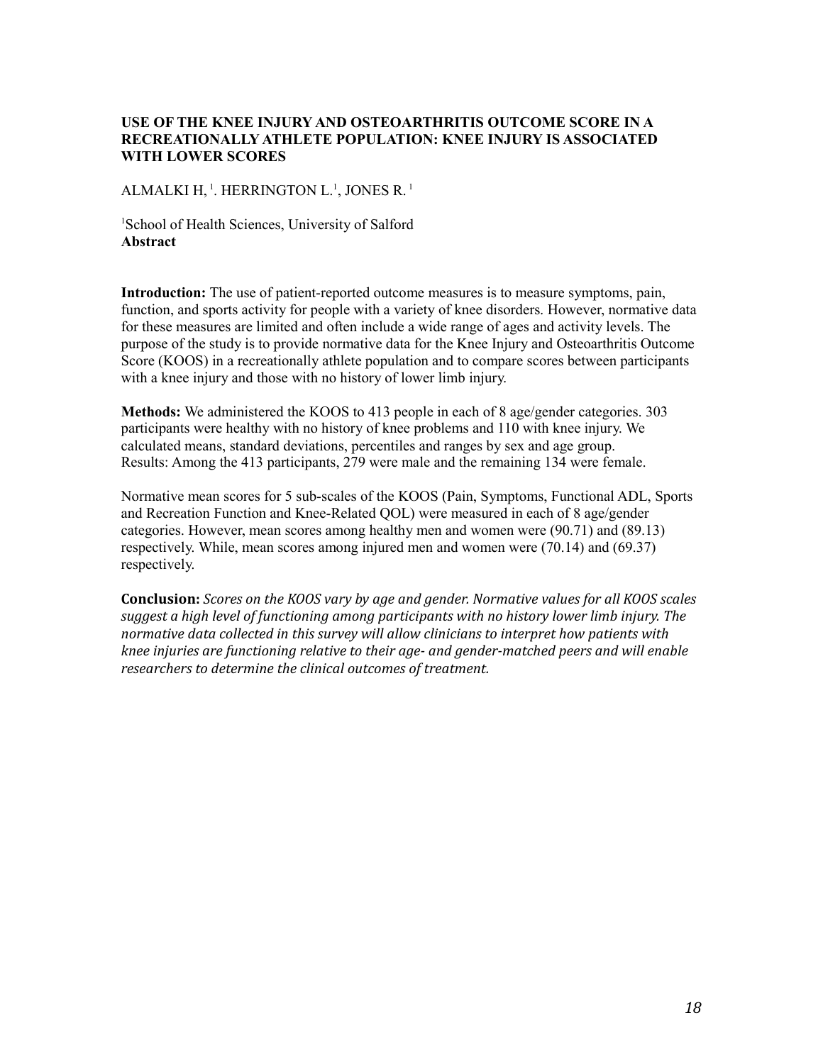**USE OF THE KNEE INJURY AND OSTEOARTHRITIS OUTCOME SCORE IN A RECREATIONALLY ATHLETE POPULATION: KNEE INJURY IS ASSOCIATED WITH LOWER SCORES**

ALMALKI H, [1]. HERRINGTON L.[1], JONES R. [1]

[1]School of Health Sciences, University of Salford

**Abstract**

**Introduction:** The use of patient-reported outcome measures is to measure symptoms, pain, function, and sports activity for people with a variety of knee disorders. However, normative data for these measures are limited and often include a wide range of ages and activity levels. The purpose of the study is to provide normative data for the Knee Injury and Osteoarthritis Outcome Score (KOOS) in a recreationally athlete population and to compare scores between participants with a knee injury and those with no history of lower limb injury.

**Methods:** We administered the KOOS to 413 people in each of 8 age/gender categories. 303 participants were healthy with no history of knee problems and 110 with knee injury. We calculated means, standard deviations, percentiles and ranges by sex and age group.
Results: Among the 413 participants, 279 were male and the remaining 134 were female.

Normative mean scores for 5 sub-scales of the KOOS (Pain, Symptoms, Functional ADL, Sports and Recreation Function and Knee-Related QOL) were measured in each of 8 age/gender categories. However, mean scores among healthy men and women were (90.71) and (89.13) respectively. While, mean scores among injured men and women were (70.14) and (69.37) respectively.

**Conclusion:** *Scores on the KOOS vary by age and gender. Normative values for all KOOS scales suggest a high level of functioning among participants with no history lower limb injury. The normative data collected in this survey will allow clinicians to interpret how patients with knee injuries are functioning relative to their age- and gender-matched peers and will enable researchers to determine the clinical outcomes of treatment.*